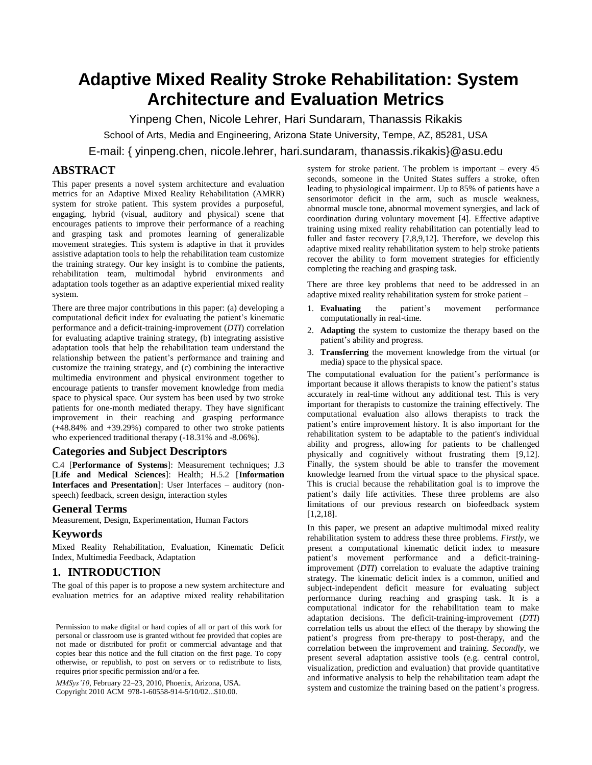# Adaptive Mixed Reality Stroke Rehabilitation: System Architecture and Evaluation Metrics

Yinpeng Chen, Nicole Lehrer, Hari Sundaram, Thanassis Rikakis

School of Arts, Media and Engineering, Arizona State University, Tempe, AZ, 85281, USA

E-mail: { yinpeng.chen, nicole.lehrer, hari.sundaram, thanassis.rikakis}@asu.edu

## ABSTRACT

This paper presents a novel system architecture and evaluation metrics for an Adaptive Mixed Reality Rehabilitation (AMRR) system for stroke patient. This system provides a purposeful, engaging, hybrid (visual, auditory and physical) scene that encourages patients to improve their performance of a reaching and grasping task and promotes learning of generalizable movement strategies. This system is adaptive in that it provides assistive adaptation tools to help the rehabilitation team customize the training strategy. Our key insight is to combine the patients, rehabilitation team, multimodal hybrid environments and adaptation tools together as an adaptive experiential mixed reality system.

There are three major contributions in this paper: (a) developing a computational deficit index for evaluating the patient's kinematic performance and a deficit-training-improvement (*DTI*) correlation for evaluating adaptive training strategy, (b) integrating assistive adaptation tools that help the rehabilitation team understand the relationship between the patient's performance and training and customize the training strategy, and (c) combining the interactive multimedia environment and physical environment together to encourage patients to transfer movement knowledge from media space to physical space. Our system has been used by two stroke patients for one-month mediated therapy. They have significant improvement in their reaching and grasping performance (+48.84% and +39.29%) compared to other two stroke patients who experienced traditional therapy (-18.31% and -8.06%).

### Categories and Subject Descriptors

C.4 [**Performance of Systems**]: Measurement techniques; J.3 [**Life and Medical Sciences**]: Health; H.5.2 [**Information Interfaces and Presentation**]: User Interfaces – auditory (non-speech) feedback, screen design, interaction styles

### General Terms

Measurement, Design, Experimentation, Human Factors

### Keywords

Mixed Reality Rehabilitation, Evaluation, Kinematic Deficit Index, Multimedia Feedback, Adaptation

## 1. INTRODUCTION

The goal of this paper is to propose a new system architecture and evaluation metrics for an adaptive mixed reality rehabilitation system for stroke patient. The problem is important – every 45 seconds, someone in the United States suffers a stroke, often leading to physiological impairment. Up to 85% of patients have a sensorimotor deficit in the arm, such as muscle weakness, abnormal muscle tone, abnormal movement synergies, and lack of coordination during voluntary movement [4]. Effective adaptive training using mixed reality rehabilitation can potentially lead to fuller and faster recovery [7,8,9,12]. Therefore, we develop this adaptive mixed reality rehabilitation system to help stroke patients recover the ability to form movement strategies for efficiently completing the reaching and grasping task.

There are three key problems that need to be addressed in an adaptive mixed reality rehabilitation system for stroke patient –

1. **Evaluating** the patient's movement performance computationally in real-time.
2. **Adapting** the system to customize the therapy based on the patient's ability and progress.
3. **Transferring** the movement knowledge from the virtual (or media) space to the physical space.

The computational evaluation for the patient's performance is important because it allows therapists to know the patient's status accurately in real-time without any additional test. This is very important for therapists to customize the training effectively. The computational evaluation also allows therapists to track the patient's entire improvement history. It is also important for the rehabilitation system to be adaptable to the patient's individual ability and progress, allowing for patients to be challenged physically and cognitively without frustrating them [9,12]. Finally, the system should be able to transfer the movement knowledge learned from the virtual space to the physical space. This is crucial because the rehabilitation goal is to improve the patient's daily life activities. These three problems are also limitations of our previous research on biofeedback system [1,2,18].

In this paper, we present an adaptive multimodal mixed reality rehabilitation system to address these three problems. *Firstly*, we present a computational kinematic deficit index to measure patient's movement performance and a deficit-training-improvement (*DTI*) correlation to evaluate the adaptive training strategy. The kinematic deficit index is a common, unified and subject-independent deficit measure for evaluating subject performance during reaching and grasping task. It is a computational indicator for the rehabilitation team to make adaptation decisions. The deficit-training-improvement (*DTI*) correlation tells us about the effect of the therapy by showing the patient's progress from pre-therapy to post-therapy, and the correlation between the improvement and training. *Secondly*, we present several adaptation assistive tools (e.g. central control, visualization, prediction and evaluation) that provide quantitative and informative analysis to help the rehabilitation team adapt the system and customize the training based on the patient's progress.

Permission to make digital or hard copies of all or part of this work for personal or classroom use is granted without fee provided that copies are not made or distributed for profit or commercial advantage and that copies bear this notice and the full citation on the first page. To copy otherwise, or republish, to post on servers or to redistribute to lists, requires prior specific permission and/or a fee.

*MMSys'10*, February 22–23, 2010, Phoenix, Arizona, USA.
Copyright 2010 ACM 978-1-60558-914-5/10/02...$10.00.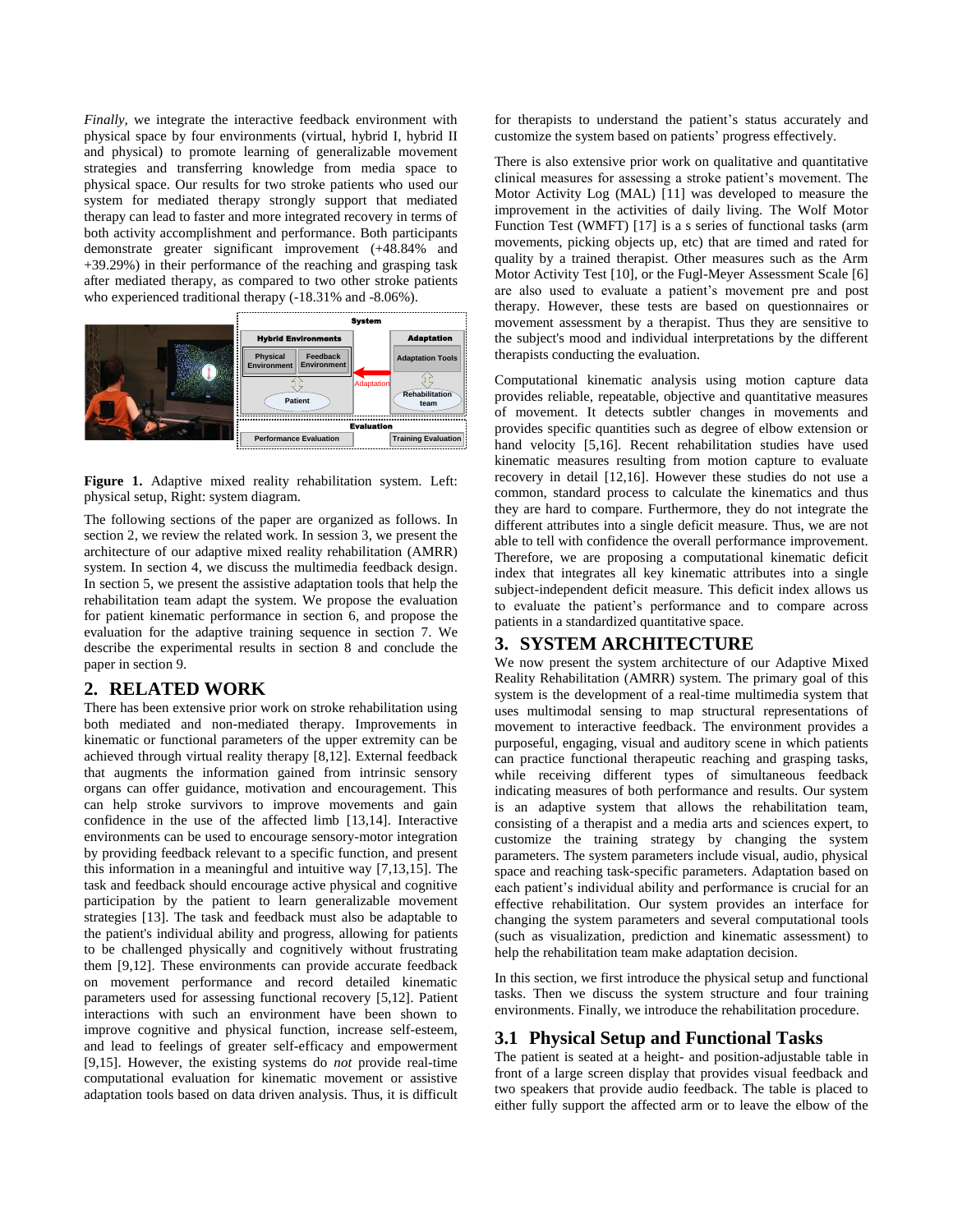*Finally*, we integrate the interactive feedback environment with physical space by four environments (virtual, hybrid I, hybrid II and physical) to promote learning of generalizable movement strategies and transferring knowledge from media space to physical space. Our results for two stroke patients who used our system for mediated therapy strongly support that mediated therapy can lead to faster and more integrated recovery in terms of both activity accomplishment and performance. Both participants demonstrate greater significant improvement (+48.84% and +39.29%) in their performance of the reaching and grasping task after mediated therapy, as compared to two other stroke patients who experienced traditional therapy (-18.31% and -8.06%).

System

Hybrid Environments

Physical Environment

Feedback Environment

Patient

Adaptation

Adaptation

Adaptation Tools

Rehabilitation team

Evaluation

Performance Evaluation

Training Evaluation

**Figure 1.** Adaptive mixed reality rehabilitation system. Left: physical setup, Right: system diagram.

The following sections of the paper are organized as follows. In section 2, we review the related work. In session 3, we present the architecture of our adaptive mixed reality rehabilitation (AMRR) system. In section 4, we discuss the multimedia feedback design. In section 5, we present the assistive adaptation tools that help the rehabilitation team adapt the system. We propose the evaluation for patient kinematic performance in section 6, and propose the evaluation for the adaptive training sequence in section 7. We describe the experimental results in section 8 and conclude the paper in section 9.

## 2. RELATED WORK

There has been extensive prior work on stroke rehabilitation using both mediated and non-mediated therapy. Improvements in kinematic or functional parameters of the upper extremity can be achieved through virtual reality therapy [8,12]. External feedback that augments the information gained from intrinsic sensory organs can offer guidance, motivation and encouragement. This can help stroke survivors to improve movements and gain confidence in the use of the affected limb [13,14]. Interactive environments can be used to encourage sensory-motor integration by providing feedback relevant to a specific function, and present this information in a meaningful and intuitive way [7,13,15]. The task and feedback should encourage active physical and cognitive participation by the patient to learn generalizable movement strategies [13]. The task and feedback must also be adaptable to the patient's individual ability and progress, allowing for patients to be challenged physically and cognitively without frustrating them [9,12]. These environments can provide accurate feedback on movement performance and record detailed kinematic parameters used for assessing functional recovery [5,12]. Patient interactions with such an environment have been shown to improve cognitive and physical function, increase self-esteem, and lead to feelings of greater self-efficacy and empowerment [9,15]. However, the existing systems do *not* provide real-time computational evaluation for kinematic movement or assistive adaptation tools based on data driven analysis. Thus, it is difficult for therapists to understand the patient's status accurately and customize the system based on patients' progress effectively.

There is also extensive prior work on qualitative and quantitative clinical measures for assessing a stroke patient's movement. The Motor Activity Log (MAL) [11] was developed to measure the improvement in the activities of daily living. The Wolf Motor Function Test (WMFT) [17] is a s series of functional tasks (arm movements, picking objects up, etc) that are timed and rated for quality by a trained therapist. Other measures such as the Arm Motor Activity Test [10], or the Fugl-Meyer Assessment Scale [6] are also used to evaluate a patient's movement pre and post therapy. However, these tests are based on questionnaires or movement assessment by a therapist. Thus they are sensitive to the subject's mood and individual interpretations by the different therapists conducting the evaluation.

Computational kinematic analysis using motion capture data provides reliable, repeatable, objective and quantitative measures of movement. It detects subtler changes in movements and provides specific quantities such as degree of elbow extension or hand velocity [5,16]. Recent rehabilitation studies have used kinematic measures resulting from motion capture to evaluate recovery in detail [12,16]. However these studies do not use a common, standard process to calculate the kinematics and thus they are hard to compare. Furthermore, they do not integrate the different attributes into a single deficit measure. Thus, we are not able to tell with confidence the overall performance improvement. Therefore, we are proposing a computational kinematic deficit index that integrates all key kinematic attributes into a single subject-independent deficit measure. This deficit index allows us to evaluate the patient's performance and to compare across patients in a standardized quantitative space.

## 3. SYSTEM ARCHITECTURE

We now present the system architecture of our Adaptive Mixed Reality Rehabilitation (AMRR) system. The primary goal of this system is the development of a real-time multimedia system that uses multimodal sensing to map structural representations of movement to interactive feedback. The environment provides a purposeful, engaging, visual and auditory scene in which patients can practice functional therapeutic reaching and grasping tasks, while receiving different types of simultaneous feedback indicating measures of both performance and results. Our system is an adaptive system that allows the rehabilitation team, consisting of a therapist and a media arts and sciences expert, to customize the training strategy by changing the system parameters. The system parameters include visual, audio, physical space and reaching task-specific parameters. Adaptation based on each patient's individual ability and performance is crucial for an effective rehabilitation. Our system provides an interface for changing the system parameters and several computational tools (such as visualization, prediction and kinematic assessment) to help the rehabilitation team make adaptation decision.

In this section, we first introduce the physical setup and functional tasks. Then we discuss the system structure and four training environments. Finally, we introduce the rehabilitation procedure.

### 3.1 Physical Setup and Functional Tasks

The patient is seated at a height- and position-adjustable table in front of a large screen display that provides visual feedback and two speakers that provide audio feedback. The table is placed to either fully support the affected arm or to leave the elbow of the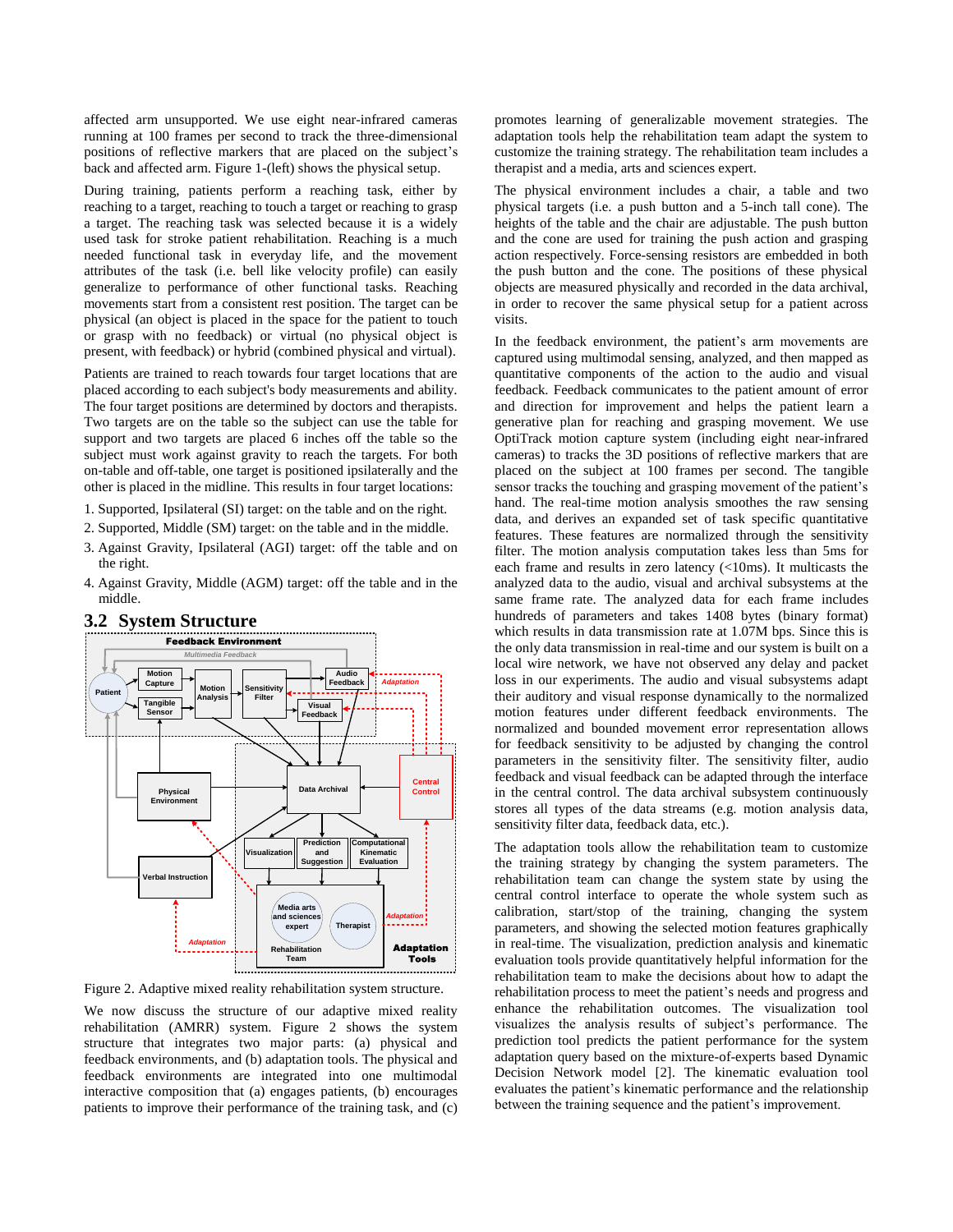affected arm unsupported. We use eight near-infrared cameras running at 100 frames per second to track the three-dimensional positions of reflective markers that are placed on the subject's back and affected arm. Figure 1-(left) shows the physical setup.

During training, patients perform a reaching task, either by reaching to a target, reaching to touch a target or reaching to grasp a target. The reaching task was selected because it is a widely used task for stroke patient rehabilitation. Reaching is a much needed functional task in everyday life, and the movement attributes of the task (i.e. bell like velocity profile) can easily generalize to performance of other functional tasks. Reaching movements start from a consistent rest position. The target can be physical (an object is placed in the space for the patient to touch or grasp with no feedback) or virtual (no physical object is present, with feedback) or hybrid (combined physical and virtual).

Patients are trained to reach towards four target locations that are placed according to each subject's body measurements and ability. The four target positions are determined by doctors and therapists. Two targets are on the table so the subject can use the table for support and two targets are placed 6 inches off the table so the subject must work against gravity to reach the targets. For both on-table and off-table, one target is positioned ipsilaterally and the other is placed in the midline. This results in four target locations:

1. Supported, Ipsilateral (SI) target: on the table and on the right.
2. Supported, Middle (SM) target: on the table and in the middle.
3. Against Gravity, Ipsilateral (AGI) target: off the table and on the right.
4. Against Gravity, Middle (AGM) target: off the table and in the middle.

## 3.2 System Structure

Figure 2. Adaptive mixed reality rehabilitation system structure.

We now discuss the structure of our adaptive mixed reality rehabilitation (AMRR) system. Figure 2 shows the system structure that integrates two major parts: (a) physical and feedback environments, and (b) adaptation tools. The physical and feedback environments are integrated into one multimodal interactive composition that (a) engages patients, (b) encourages patients to improve their performance of the training task, and (c) promotes learning of generalizable movement strategies. The adaptation tools help the rehabilitation team adapt the system to customize the training strategy. The rehabilitation team includes a therapist and a media, arts and sciences expert.

The physical environment includes a chair, a table and two physical targets (i.e. a push button and a 5-inch tall cone). The heights of the table and the chair are adjustable. The push button and the cone are used for training the push action and grasping action respectively. Force-sensing resistors are embedded in both the push button and the cone. The positions of these physical objects are measured physically and recorded in the data archival, in order to recover the same physical setup for a patient across visits.

In the feedback environment, the patient's arm movements are captured using multimodal sensing, analyzed, and then mapped as quantitative components of the action to the audio and visual feedback. Feedback communicates to the patient amount of error and direction for improvement and helps the patient learn a generative plan for reaching and grasping movement. We use OptiTrack motion capture system (including eight near-infrared cameras) to tracks the 3D positions of reflective markers that are placed on the subject at 100 frames per second. The tangible sensor tracks the touching and grasping movement of the patient's hand. The real-time motion analysis smoothes the raw sensing data, and derives an expanded set of task specific quantitative features. These features are normalized through the sensitivity filter. The motion analysis computation takes less than 5ms for each frame and results in zero latency (<10ms). It multicasts the analyzed data to the audio, visual and archival subsystems at the same frame rate. The analyzed data for each frame includes hundreds of parameters and takes 1408 bytes (binary format) which results in data transmission rate at 1.07M bps. Since this is the only data transmission in real-time and our system is built on a local wire network, we have not observed any delay and packet loss in our experiments. The audio and visual subsystems adapt their auditory and visual response dynamically to the normalized motion features under different feedback environments. The normalized and bounded movement error representation allows for feedback sensitivity to be adjusted by changing the control parameters in the sensitivity filter. The sensitivity filter, audio feedback and visual feedback can be adapted through the interface in the central control. The data archival subsystem continuously stores all types of the data streams (e.g. motion analysis data, sensitivity filter data, feedback data, etc.).

The adaptation tools allow the rehabilitation team to customize the training strategy by changing the system parameters. The rehabilitation team can change the system state by using the central control interface to operate the whole system such as calibration, start/stop of the training, changing the system parameters, and showing the selected motion features graphically in real-time. The visualization, prediction analysis and kinematic evaluation tools provide quantitatively helpful information for the rehabilitation team to make the decisions about how to adapt the rehabilitation process to meet the patient's needs and progress and enhance the rehabilitation outcomes. The visualization tool visualizes the analysis results of subject's performance. The prediction tool predicts the patient performance for the system adaptation query based on the mixture-of-experts based Dynamic Decision Network model [2]. The kinematic evaluation tool evaluates the patient's kinematic performance and the relationship between the training sequence and the patient's improvement.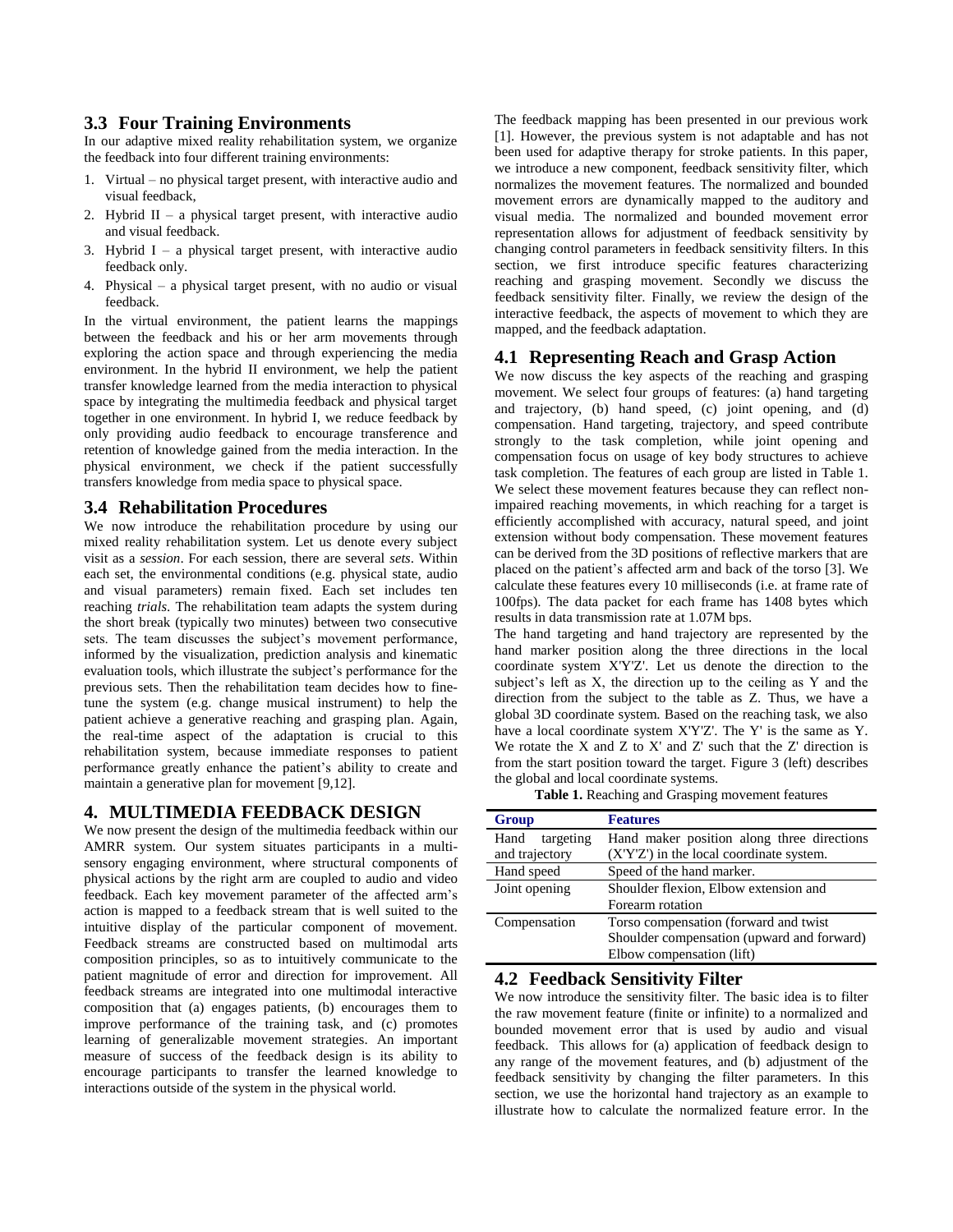### 3.3 Four Training Environments

In our adaptive mixed reality rehabilitation system, we organize the feedback into four different training environments:

1. Virtual – no physical target present, with interactive audio and visual feedback,
2. Hybrid II – a physical target present, with interactive audio and visual feedback.
3. Hybrid I – a physical target present, with interactive audio feedback only.
4. Physical – a physical target present, with no audio or visual feedback.

In the virtual environment, the patient learns the mappings between the feedback and his or her arm movements through exploring the action space and through experiencing the media environment. In the hybrid II environment, we help the patient transfer knowledge learned from the media interaction to physical space by integrating the multimedia feedback and physical target together in one environment. In hybrid I, we reduce feedback by only providing audio feedback to encourage transference and retention of knowledge gained from the media interaction. In the physical environment, we check if the patient successfully transfers knowledge from media space to physical space.

### 3.4 Rehabilitation Procedures

We now introduce the rehabilitation procedure by using our mixed reality rehabilitation system. Let us denote every subject visit as a *session*. For each session, there are several *sets*. Within each set, the environmental conditions (e.g. physical state, audio and visual parameters) remain fixed. Each set includes ten reaching *trials*. The rehabilitation team adapts the system during the short break (typically two minutes) between two consecutive sets. The team discusses the subject's movement performance, informed by the visualization, prediction analysis and kinematic evaluation tools, which illustrate the subject's performance for the previous sets. Then the rehabilitation team decides how to fine-tune the system (e.g. change musical instrument) to help the patient achieve a generative reaching and grasping plan. Again, the real-time aspect of the adaptation is crucial to this rehabilitation system, because immediate responses to patient performance greatly enhance the patient's ability to create and maintain a generative plan for movement [9,12].

## 4. MULTIMEDIA FEEDBACK DESIGN

We now present the design of the multimedia feedback within our AMRR system. Our system situates participants in a multi-sensory engaging environment, where structural components of physical actions by the right arm are coupled to audio and video feedback. Each key movement parameter of the affected arm's action is mapped to a feedback stream that is well suited to the intuitive display of the particular component of movement. Feedback streams are constructed based on multimodal arts composition principles, so as to intuitively communicate to the patient magnitude of error and direction for improvement. All feedback streams are integrated into one multimodal interactive composition that (a) engages patients, (b) encourages them to improve performance of the training task, and (c) promotes learning of generalizable movement strategies. An important measure of success of the feedback design is its ability to encourage participants to transfer the learned knowledge to interactions outside of the system in the physical world.

The feedback mapping has been presented in our previous work [1]. However, the previous system is not adaptable and has not been used for adaptive therapy for stroke patients. In this paper, we introduce a new component, feedback sensitivity filter, which normalizes the movement features. The normalized and bounded movement errors are dynamically mapped to the auditory and visual media. The normalized and bounded movement error representation allows for adjustment of feedback sensitivity by changing control parameters in feedback sensitivity filters. In this section, we first introduce specific features characterizing reaching and grasping movement. Secondly we discuss the feedback sensitivity filter. Finally, we review the design of the interactive feedback, the aspects of movement to which they are mapped, and the feedback adaptation.

### 4.1 Representing Reach and Grasp Action

We now discuss the key aspects of the reaching and grasping movement. We select four groups of features: (a) hand targeting and trajectory, (b) hand speed, (c) joint opening, and (d) compensation. Hand targeting, trajectory, and speed contribute strongly to the task completion, while joint opening and compensation focus on usage of key body structures to achieve task completion. The features of each group are listed in Table 1. We select these movement features because they can reflect non-impaired reaching movements, in which reaching for a target is efficiently accomplished with accuracy, natural speed, and joint extension without body compensation. These movement features can be derived from the 3D positions of reflective markers that are placed on the patient's affected arm and back of the torso [3]. We calculate these features every 10 milliseconds (i.e. at frame rate of 100fps). The data packet for each frame has 1408 bytes which results in data transmission rate at 1.07M bps.

The hand targeting and hand trajectory are represented by the hand marker position along the three directions in the local coordinate system X'Y'Z'. Let us denote the direction to the subject's left as X, the direction up to the ceiling as Y and the direction from the subject to the table as Z. Thus, we have a global 3D coordinate system. Based on the reaching task, we also have a local coordinate system X'Y'Z'. The Y' is the same as Y. We rotate the X and Z to X' and Z' such that the Z' direction is from the start position toward the target. Figure 3 (left) describes the global and local coordinate systems.

**Table 1.** Reaching and Grasping movement features

| Group | Features |
|---|---|
| Hand targeting and trajectory | Hand maker position along three directions (X'Y'Z') in the local coordinate system. |
| Hand speed | Speed of the hand marker. |
| Joint opening | Shoulder flexion, Elbow extension and Forearm rotation |
| Compensation | Torso compensation (forward and twist Shoulder compensation (upward and forward) Elbow compensation (lift) |

### 4.2 Feedback Sensitivity Filter

We now introduce the sensitivity filter. The basic idea is to filter the raw movement feature (finite or infinite) to a normalized and bounded movement error that is used by audio and visual feedback. This allows for (a) application of feedback design to any range of the movement features, and (b) adjustment of the feedback sensitivity by changing the filter parameters. In this section, we use the horizontal hand trajectory as an example to illustrate how to calculate the normalized feature error. In the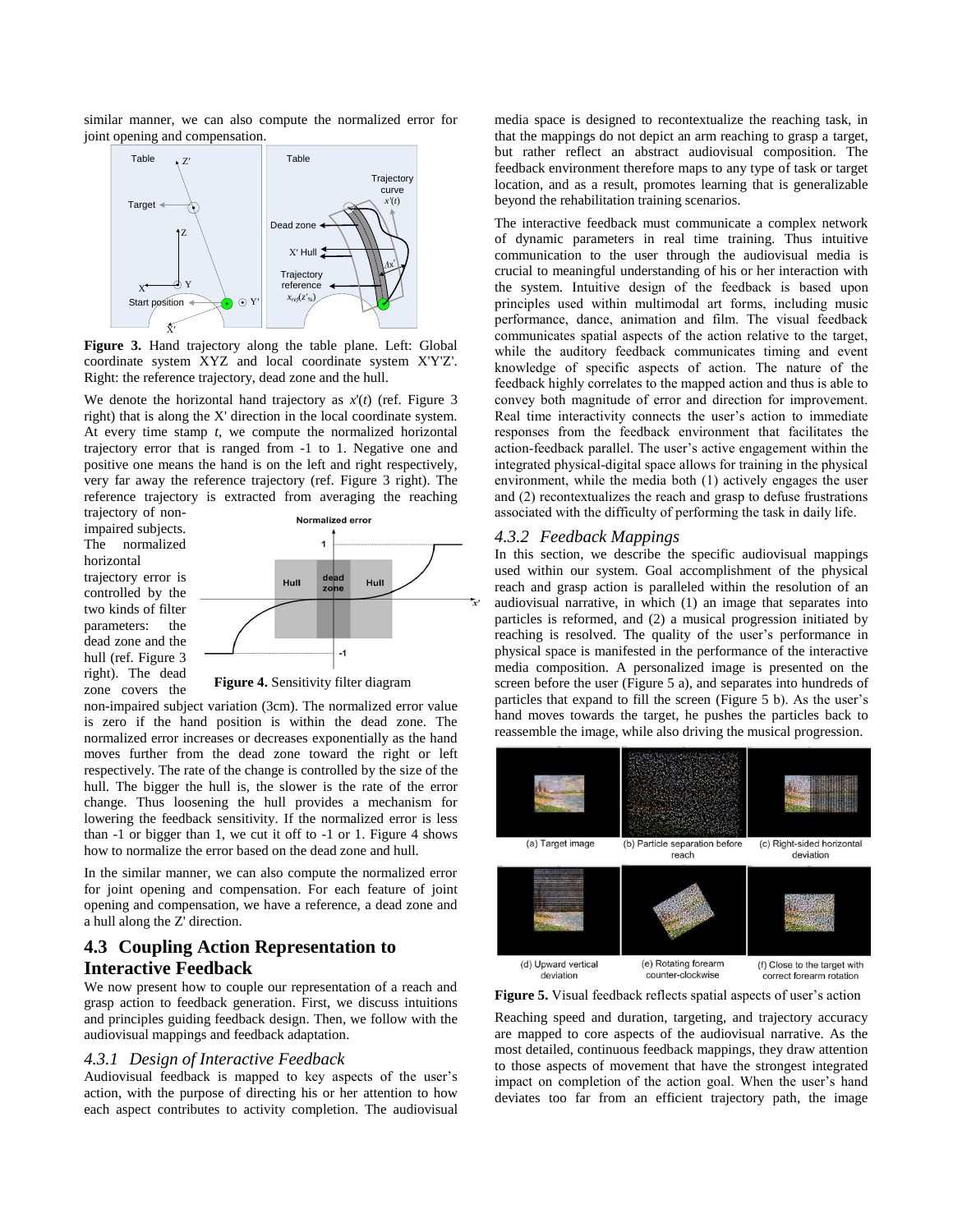similar manner, we can also compute the normalized error for joint opening and compensation.

**Figure 3.** Hand trajectory along the table plane. Left: Global coordinate system XYZ and local coordinate system X'Y'Z'. Right: the reference trajectory, dead zone and the hull.

We denote the horizontal hand trajectory as $x'(t)$ (ref. Figure 3 right) that is along the X' direction in the local coordinate system. At every time stamp $t$, we compute the normalized horizontal trajectory error that is ranged from -1 to 1. Negative one and positive one means the hand is on the left and right respectively, very far away the reference trajectory (ref. Figure 3 right). The reference trajectory is extracted from averaging the reaching trajectory of non-impaired subjects. The normalized horizontal trajectory error is controlled by the two kinds of filter parameters: the dead zone and the hull (ref. Figure 3 right). The dead zone covers the non-impaired subject variation (3cm). The normalized error value is zero if the hand position is within the dead zone. The normalized error increases or decreases exponentially as the hand moves further from the dead zone toward the right or left respectively. The rate of the change is controlled by the size of the hull. The bigger the hull is, the slower is the rate of the error change. Thus loosening the hull provides a mechanism for lowering the feedback sensitivity. If the normalized error is less than -1 or bigger than 1, we cut it off to -1 or 1. Figure 4 shows how to normalize the error based on the dead zone and hull.

**Figure 4.** Sensitivity filter diagram

In the similar manner, we can also compute the normalized error for joint opening and compensation. For each feature of joint opening and compensation, we have a reference, a dead zone and a hull along the Z' direction.

## 4.3 Coupling Action Representation to Interactive Feedback

We now present how to couple our representation of a reach and grasp action to feedback generation. First, we discuss intuitions and principles guiding feedback design. Then, we follow with the audiovisual mappings and feedback adaptation.

### *4.3.1 Design of Interactive Feedback*

Audiovisual feedback is mapped to key aspects of the user's action, with the purpose of directing his or her attention to how each aspect contributes to activity completion. The audiovisual media space is designed to recontextualize the reaching task, in that the mappings do not depict an arm reaching to grasp a target, but rather reflect an abstract audiovisual composition. The feedback environment therefore maps to any type of task or target location, and as a result, promotes learning that is generalizable beyond the rehabilitation training scenarios.

The interactive feedback must communicate a complex network of dynamic parameters in real time training. Thus intuitive communication to the user through the audiovisual media is crucial to meaningful understanding of his or her interaction with the system. Intuitive design of the feedback is based upon principles used within multimodal art forms, including music performance, dance, animation and film. The visual feedback communicates spatial aspects of the action relative to the target, while the auditory feedback communicates timing and event knowledge of specific aspects of action. The nature of the feedback highly correlates to the mapped action and thus is able to convey both magnitude of error and direction for improvement. Real time interactivity connects the user's action to immediate responses from the feedback environment that facilitates the action-feedback parallel. The user's active engagement within the integrated physical-digital space allows for training in the physical environment, while the media both (1) actively engages the user and (2) recontextualizes the reach and grasp to defuse frustrations associated with the difficulty of performing the task in daily life.

### *4.3.2 Feedback Mappings*

In this section, we describe the specific audiovisual mappings used within our system. Goal accomplishment of the physical reach and grasp action is paralleled within the resolution of an audiovisual narrative, in which (1) an image that separates into particles is reformed, and (2) a musical progression initiated by reaching is resolved. The quality of the user's performance in physical space is manifested in the performance of the interactive media composition. A personalized image is presented on the screen before the user (Figure 5 a), and separates into hundreds of particles that expand to fill the screen (Figure 5 b). As the user's hand moves towards the target, he pushes the particles back to reassemble the image, while also driving the musical progression.

(a) Target image (b) Particle separation before reach (c) Right-sided horizontal deviation (d) Upward vertical deviation (e) Rotating forearm counter-clockwise (f) Close to the target with correct forearm rotation

**Figure 5.** Visual feedback reflects spatial aspects of user's action

Reaching speed and duration, targeting, and trajectory accuracy are mapped to core aspects of the audiovisual narrative. As the most detailed, continuous feedback mappings, they draw attention to those aspects of movement that have the strongest integrated impact on completion of the action goal. When the user's hand deviates too far from an efficient trajectory path, the image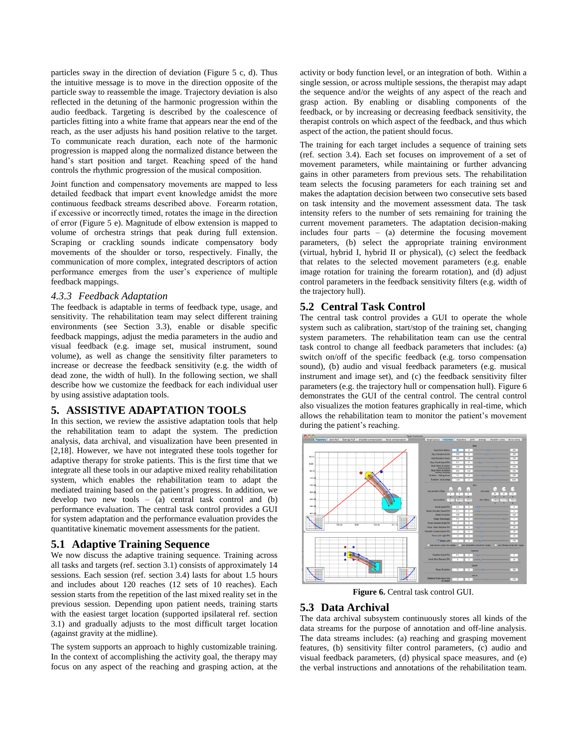particles sway in the direction of deviation (Figure 5 c, d). Thus the intuitive message is to move in the direction opposite of the particle sway to reassemble the image. Trajectory deviation is also reflected in the detuning of the harmonic progression within the audio feedback. Targeting is described by the coalescence of particles fitting into a white frame that appears near the end of the reach, as the user adjusts his hand position relative to the target. To communicate reach duration, each note of the harmonic progression is mapped along the normalized distance between the hand's start position and target. Reaching speed of the hand controls the rhythmic progression of the musical composition.

Joint function and compensatory movements are mapped to less detailed feedback that impart event knowledge amidst the more continuous feedback streams described above. Forearm rotation, if excessive or incorrectly timed, rotates the image in the direction of error (Figure 5 e). Magnitude of elbow extension is mapped to volume of orchestra strings that peak during full extension. Scraping or crackling sounds indicate compensatory body movements of the shoulder or torso, respectively. Finally, the communication of more complex, integrated descriptors of action performance emerges from the user's experience of multiple feedback mappings.

### *4.3.3 Feedback Adaptation*

The feedback is adaptable in terms of feedback type, usage, and sensitivity. The rehabilitation team may select different training environments (see Section 3.3), enable or disable specific feedback mappings, adjust the media parameters in the audio and visual feedback (e.g. image set, musical instrument, sound volume), as well as change the sensitivity filter parameters to increase or decrease the feedback sensitivity (e.g. the width of dead zone, the width of hull). In the following section, we shall describe how we customize the feedback for each individual user by using assistive adaptation tools.

## 5. ASSISTIVE ADAPTATION TOOLS

In this section, we review the assistive adaptation tools that help the rehabilitation team to adapt the system. The prediction analysis, data archival, and visualization have been presented in [2,18]. However, we have not integrated these tools together for adaptive therapy for stroke patients. This is the first time that we integrate all these tools in our adaptive mixed reality rehabilitation system, which enables the rehabilitation team to adapt the mediated training based on the patient's progress. In addition, we develop two new tools – (a) central task control and (b) performance evaluation. The central task control provides a GUI for system adaptation and the performance evaluation provides the quantitative kinematic movement assessments for the patient.

### 5.1 Adaptive Training Sequence

We now discuss the adaptive training sequence. Training across all tasks and targets (ref. section 3.1) consists of approximately 14 sessions. Each session (ref. section 3.4) lasts for about 1.5 hours and includes about 120 reaches (12 sets of 10 reaches). Each session starts from the repetition of the last mixed reality set in the previous session. Depending upon patient needs, training starts with the easiest target location (supported ipsilateral ref. section 3.1) and gradually adjusts to the most difficult target location (against gravity at the midline).

The system supports an approach to highly customizable training. In the context of accomplishing the activity goal, the therapy may focus on any aspect of the reaching and grasping action, at the activity or body function level, or an integration of both. Within a single session, or across multiple sessions, the therapist may adapt the sequence and/or the weights of any aspect of the reach and grasp action. By enabling or disabling components of the feedback, or by increasing or decreasing feedback sensitivity, the therapist controls on which aspect of the feedback, and thus which aspect of the action, the patient should focus.

The training for each target includes a sequence of training sets (ref. section 3.4). Each set focuses on improvement of a set of movement parameters, while maintaining or further advancing gains in other parameters from previous sets. The rehabilitation team selects the focusing parameters for each training set and makes the adaptation decision between two consecutive sets based on task intensity and the movement assessment data. The task intensity refers to the number of sets remaining for training the current movement parameters. The adaptation decision-making includes four parts – (a) determine the focusing movement parameters, (b) select the appropriate training environment (virtual, hybrid I, hybrid II or physical), (c) select the feedback that relates to the selected movement parameters (e.g. enable image rotation for training the forearm rotation), and (d) adjust control parameters in the feedback sensitivity filters (e.g. width of the trajectory hull).

### 5.2 Central Task Control

The central task control provides a GUI to operate the whole system such as calibration, start/stop of the training set, changing system parameters. The rehabilitation team can use the central task control to change all feedback parameters that includes: (a) switch on/off of the specific feedback (e.g. torso compensation sound), (b) audio and visual feedback parameters (e.g. musical instrument and image set), and (c) the feedback sensitivity filter parameters (e.g. the trajectory hull or compensation hull). Figure 6 demonstrates the GUI of the central control. The central control also visualizes the motion features graphically in real-time, which allows the rehabilitation team to monitor the patient's movement during the patient's reaching.

**Figure 6.** Central task control GUI.

### 5.3 Data Archival

The data archival subsystem continuously stores all kinds of the data streams for the purpose of annotation and off-line analysis. The data streams includes: (a) reaching and grasping movement features, (b) sensitivity filter control parameters, (c) audio and visual feedback parameters, (d) physical space measures, and (e) the verbal instructions and annotations of the rehabilitation team.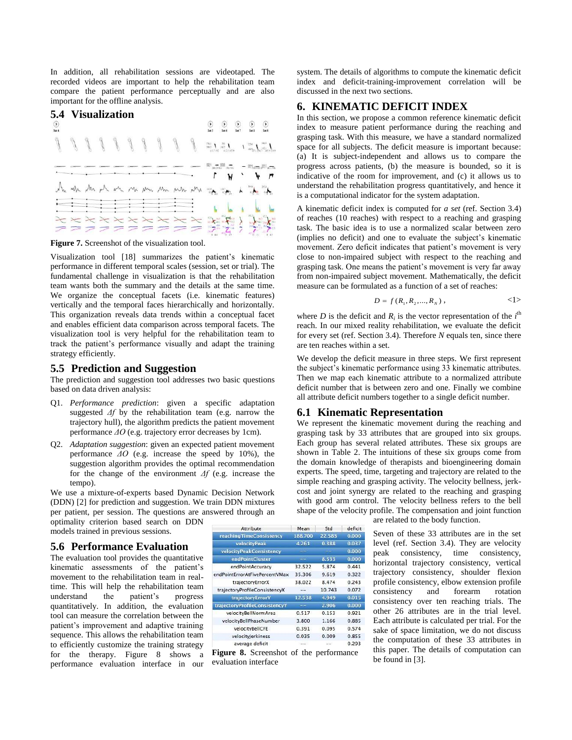In addition, all rehabilitation sessions are videotaped. The recorded videos are important to help the rehabilitation team compare the patient performance perceptually and are also important for the offline analysis.

### 5.4 Visualization

**Figure 7.** Screenshot of the visualization tool.

Visualization tool [18] summarizes the patient's kinematic performance in different temporal scales (session, set or trial). The fundamental challenge in visualization is that the rehabilitation team wants both the summary and the details at the same time. We organize the conceptual facets (i.e. kinematic features) vertically and the temporal faces hierarchically and horizontally. This organization reveals data trends within a conceptual facet and enables efficient data comparison across temporal facets. The visualization tool is very helpful for the rehabilitation team to track the patient's performance visually and adapt the training strategy efficiently.

### 5.5 Prediction and Suggestion

The prediction and suggestion tool addresses two basic questions based on data driven analysis:

- Q1. *Performance prediction*: given a specific adaptation suggested $\Delta f$ by the rehabilitation team (e.g. narrow the trajectory hull), the algorithm predicts the patient movement performance $\Delta O$ (e.g. trajectory error decreases by 1cm).
- Q2. *Adaptation suggestion*: given an expected patient movement performance $\Delta O$ (e.g. increase the speed by 10%), the suggestion algorithm provides the optimal recommendation for the change of the environment $\Delta f$ (e.g. increase the tempo).

We use a mixture-of-experts based Dynamic Decision Network (DDN) [2] for prediction and suggestion. We train DDN mixtures per patient, per session. The questions are answered through an optimality criterion based search on DDN models trained in previous sessions.

### 5.6 Performance Evaluation

The evaluation tool provides the quantitative kinematic assessments of the patient's movement to the rehabilitation team in real-time. This will help the rehabilitation team understand the patient's progress quantitatively. In addition, the evaluation tool can measure the correlation between the patient's improvement and adaptive training sequence. This allows the rehabilitation team to efficiently customize the training strategy for the therapy. Figure 8 shows a performance evaluation interface in our system. The details of algorithms to compute the kinematic deficit index and deficit-training-improvement correlation will be discussed in the next two sections.

| Attribute | Mean | Std | deficit |
|---|---|---|---|
| reachingTimeConsistency | 188.700 | 22.583 | 0.000 |
| velocityPeak | 4.261 | 0.388 | 0.037 |
| velocityPeakConsistency | -- | -- | 0.000 |
| endPointCluster | -- | 8.533 | 0.000 |
| endPointAccuracy | 32.522 | 5.874 | 0.441 |
| endPointErrorAtFivePercentVMax | 35.306 | 9.619 | 0.322 |
| trajectoryErrorX | 38.022 | 8.474 | 0.243 |
| trajectoryProfileConsistencyX | -- | 10.743 | 0.072 |
| trajectoryErrorY | 12.538 | 4.949 | 0.015 |
| trajectoryProfileConsistencyY | -- | 2.906 | 0.000 |
| velocityBellNormArea | 0.517 | 0.153 | 0.921 |
| velocityBellPhaseNumber | 3.800 | 1.166 | 0.885 |
| velocityBellCFE | 0.391 | 0.095 | 0.574 |
| velocityJerkiness | 0.035 | 0.009 | 0.855 |
| average deficit | -- | -- | 0.293 |

**Figure 8.** Screenshot of the performance evaluation interface

## 6. KINEMATIC DEFICIT INDEX

In this section, we propose a common reference kinematic deficit index to measure patient performance during the reaching and grasping task. With this measure, we have a standard normalized space for all subjects. The deficit measure is important because: (a) It is subject-independent and allows us to compare the progress across patients, (b) the measure is bounded, so it is indicative of the room for improvement, and (c) it allows us to understand the rehabilitation progress quantitatively, and hence it is a computational indicator for the system adaptation.

A kinematic deficit index is computed for *a set* (ref. Section 3.4) of reaches (10 reaches) with respect to a reaching and grasping task. The basic idea is to use a normalized scalar between zero (implies no deficit) and one to evaluate the subject's kinematic movement. Zero deficit indicates that patient's movement is very close to non-impaired subject with respect to the reaching and grasping task. One means the patient's movement is very far away from non-impaired subject movement. Mathematically, the deficit measure can be formulated as a function of a set of reaches:

$$D = f(R_1, R_2, ..., R_N), \qquad <1>$$

where $D$ is the deficit and $R_i$ is the vector representation of the $i^{\text{th}}$ reach. In our mixed reality rehabilitation, we evaluate the deficit for every set (ref. Section 3.4). Therefore $N$ equals ten, since there are ten reaches within a set.

We develop the deficit measure in three steps. We first represent the subject's kinematic performance using 33 kinematic attributes. Then we map each kinematic attribute to a normalized attribute deficit number that is between zero and one. Finally we combine all attribute deficit numbers together to a single deficit number.

### 6.1 Kinematic Representation

We represent the kinematic movement during the reaching and grasping task by 33 attributes that are grouped into six groups. Each group has several related attributes. These six groups are shown in Table 2. The intuitions of these six groups come from the domain knowledge of therapists and bioengineering domain experts. The speed, time, targeting and trajectory are related to the simple reaching and grasping activity. The velocity bellness, jerk-cost and joint synergy are related to the reaching and grasping with good arm control. The velocity bellness refers to the bell shape of the velocity profile. The compensation and joint function are related to the body function.

Seven of these 33 attributes are in the set level (ref. Section 3.4). They are velocity peak consistency, time consistency, horizontal trajectory consistency, vertical trajectory consistency, shoulder flexion profile consistency, elbow extension profile consistency and forearm rotation consistency over ten reaching trials. The other 26 attributes are in the trial level. Each attribute is calculated per trial. For the sake of space limitation, we do not discuss the computation of these 33 attributes in this paper. The details of computation can be found in [3].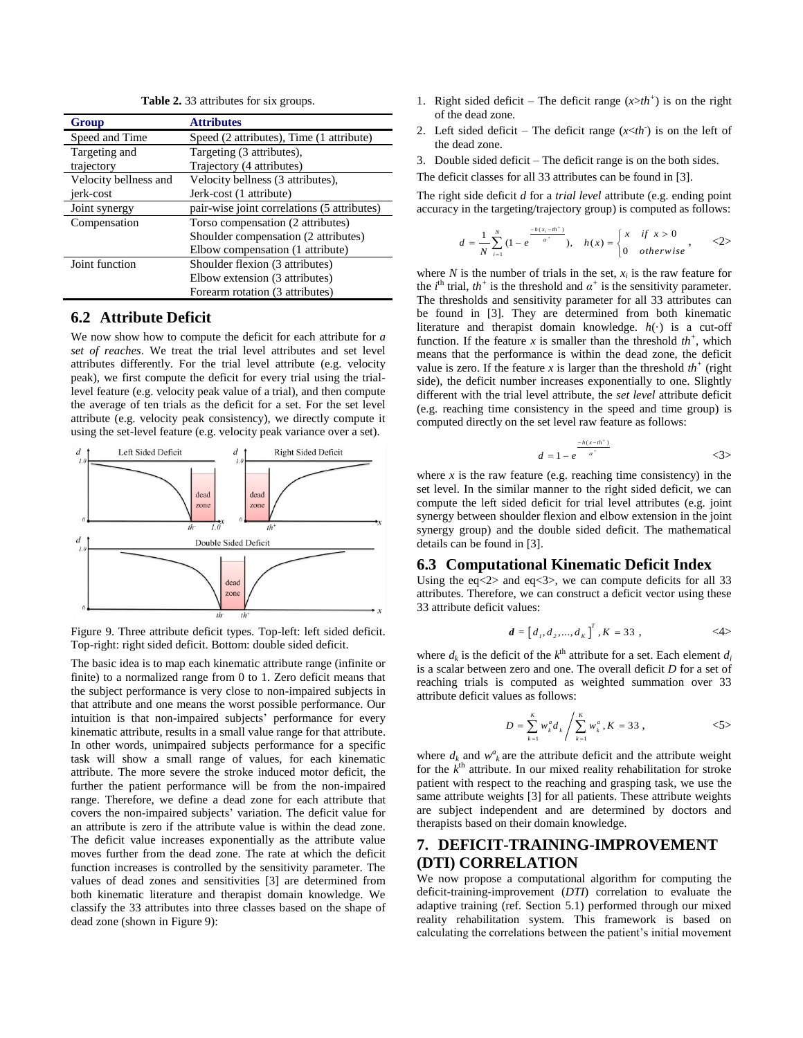**Table 2.** 33 attributes for six groups.

| Group | Attributes |
|---|---|
| Speed and Time | Speed (2 attributes), Time (1 attribute) |
| Targeting and trajectory | Targeting (3 attributes), Trajectory (4 attributes) |
| Velocity bellness and jerk-cost | Velocity bellness (3 attributes), Jerk-cost (1 attribute) |
| Joint synergy | pair-wise joint correlations (5 attributes) |
| Compensation | Torso compensation (2 attributes) Shoulder compensation (2 attributes) Elbow compensation (1 attribute) |
| Joint function | Shoulder flexion (3 attributes) Elbow extension (3 attributes) Forearm rotation (3 attributes) |

## 6.2 Attribute Deficit

We now show how to compute the deficit for each attribute for *a set of reaches*. We treat the trial level attributes and set level attributes differently. For the trial level attribute (e.g. velocity peak), we first compute the deficit for every trial using the trial-level feature (e.g. velocity peak value of a trial), and then compute the average of ten trials as the deficit for a set. For the set level attribute (e.g. velocity peak consistency), we directly compute it using the set-level feature (e.g. velocity peak variance over a set).

Figure 9. Three attribute deficit types. Top-left: left sided deficit. Top-right: right sided deficit. Bottom: double sided deficit.

The basic idea is to map each kinematic attribute range (infinite or finite) to a normalized range from 0 to 1. Zero deficit means that the subject performance is very close to non-impaired subjects in that attribute and one means the worst possible performance. Our intuition is that non-impaired subjects' performance for every kinematic attribute, results in a small value range for that attribute. In other words, unimpaired subjects performance for a specific task will show a small range of values, for each kinematic attribute. The more severe the stroke induced motor deficit, the further the patient performance will be from the non-impaired range. Therefore, we define a dead zone for each attribute that covers the non-impaired subjects' variation. The deficit value for an attribute is zero if the attribute value is within the dead zone. The deficit value increases exponentially as the attribute value moves further from the dead zone. The rate at which the deficit function increases is controlled by the sensitivity parameter. The values of dead zones and sensitivities [3] are determined from both kinematic literature and therapist domain knowledge. We classify the 33 attributes into three classes based on the shape of dead zone (shown in Figure 9):

1. Right sided deficit – The deficit range ($x>th^+$) is on the right of the dead zone.
2. Left sided deficit – The deficit range ($x<th^-$) is on the left of the dead zone.
3. Double sided deficit – The deficit range is on the both sides.

The deficit classes for all 33 attributes can be found in [3].

The right side deficit $d$ for a *trial level* attribute (e.g. ending point accuracy in the targeting/trajectory group) is computed as follows:

$$d = \frac{1}{N}\sum_{i=1}^{N}\left(1 - e^{\frac{-h(x_i - th^+)}{\alpha^+}}\right), \quad h(x) = \begin{cases} x & \text{if } x > 0 \\ 0 & \text{otherwise} \end{cases}, \qquad \text{<2>}$$

where $N$ is the number of trials in the set, $x_i$ is the raw feature for the $i^{\text{th}}$ trial, $th^+$ is the threshold and $\alpha^+$ is the sensitivity parameter. The thresholds and sensitivity parameter for all 33 attributes can be found in [3]. They are determined from both kinematic literature and therapist domain knowledge. $h(\cdot)$ is a cut-off function. If the feature $x$ is smaller than the threshold $th^+$, which means that the performance is within the dead zone, the deficit value is zero. If the feature $x$ is larger than the threshold $th^+$ (right side), the deficit number increases exponentially to one. Slightly different with the trial level attribute, the *set level* attribute deficit (e.g. reaching time consistency in the speed and time group) is computed directly on the set level raw feature as follows:

$$d = 1 - e^{\frac{-h(x - th^+)}{\alpha^+}} \qquad \text{<3>}$$

where $x$ is the raw feature (e.g. reaching time consistency) in the set level. In the similar manner to the right sided deficit, we can compute the left sided deficit for trial level attributes (e.g. joint synergy between shoulder flexion and elbow extension in the joint synergy group) and the double sided deficit. The mathematical details can be found in [3].

## 6.3 Computational Kinematic Deficit Index

Using the eq<2> and eq<3>, we can compute deficits for all 33 attributes. Therefore, we can construct a deficit vector using these 33 attribute deficit values:

$$\boldsymbol{d} = \left[d_1, d_2, \ldots, d_K\right]^T, K = 33, \qquad \text{<4>}$$

where $d_k$ is the deficit of the $k^{\text{th}}$ attribute for a set. Each element $d_i$ is a scalar between zero and one. The overall deficit $D$ for a set of reaching trials is computed as weighted summation over 33 attribute deficit values as follows:

$$D = \sum_{k=1}^{K} w_k^a d_k \Big/ \sum_{k=1}^{K} w_k^a, K = 33, \qquad \text{<5>}$$

where $d_k$ and $w_k^a$ are the attribute deficit and the attribute weight for the $k^{\text{th}}$ attribute. In our mixed reality rehabilitation for stroke patient with respect to the reaching and grasping task, we use the same attribute weights [3] for all patients. These attribute weights are subject independent and are determined by doctors and therapists based on their domain knowledge.

# 7. DEFICIT-TRAINING-IMPROVEMENT (DTI) CORRELATION

We now propose a computational algorithm for computing the deficit-training-improvement (*DTI*) correlation to evaluate the adaptive training (ref. Section 5.1) performed through our mixed reality rehabilitation system. This framework is based on calculating the correlations between the patient's initial movement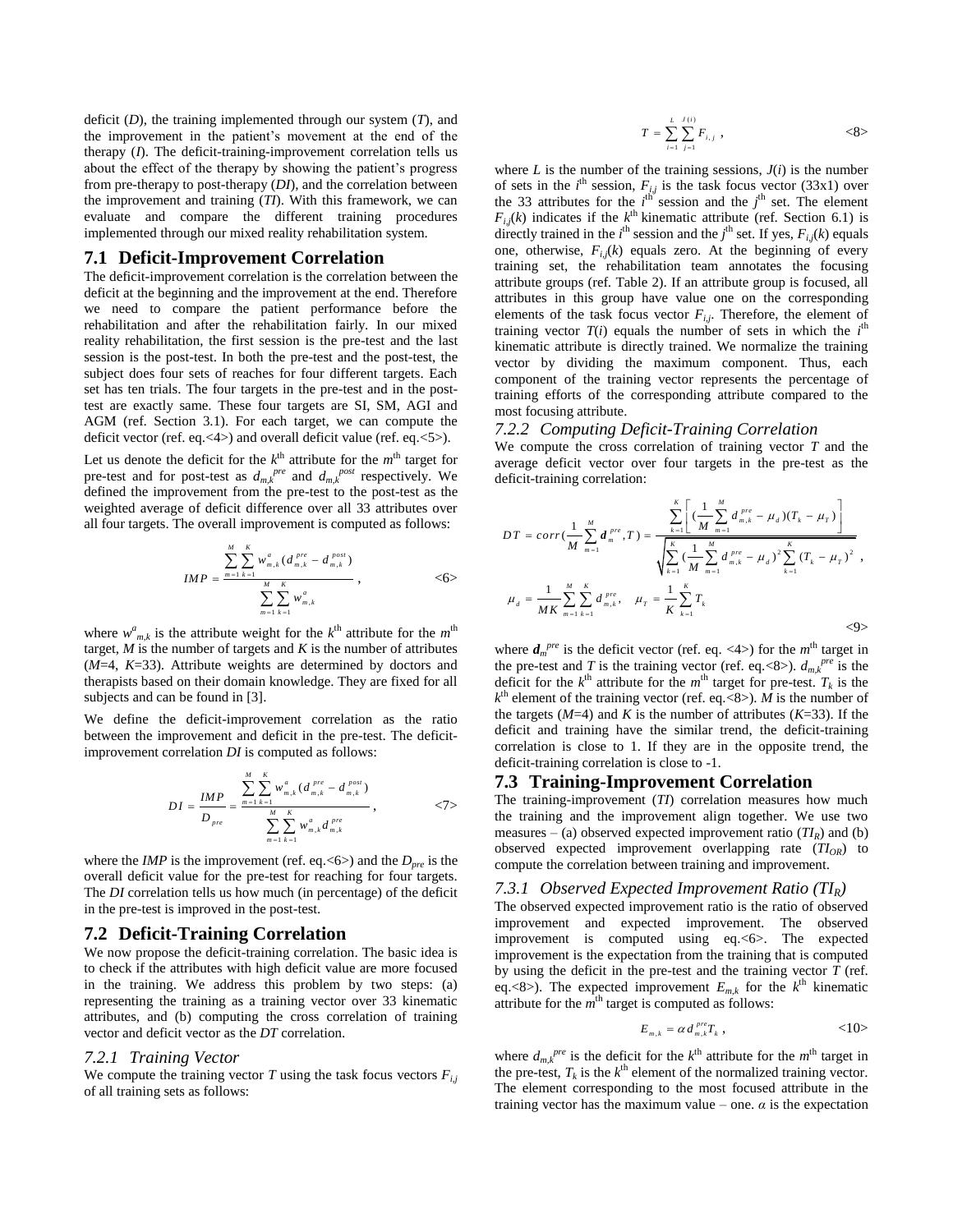deficit ($D$), the training implemented through our system ($T$), and the improvement in the patient's movement at the end of the therapy ($I$). The deficit-training-improvement correlation tells us about the effect of the therapy by showing the patient's progress from pre-therapy to post-therapy ($DI$), and the correlation between the improvement and training ($TI$). With this framework, we can evaluate and compare the different training procedures implemented through our mixed reality rehabilitation system.

## 7.1 Deficit-Improvement Correlation

The deficit-improvement correlation is the correlation between the deficit at the beginning and the improvement at the end. Therefore we need to compare the patient performance before the rehabilitation and after the rehabilitation fairly. In our mixed reality rehabilitation, the first session is the pre-test and the last session is the post-test. In both the pre-test and the post-test, the subject does four sets of reaches for four different targets. Each set has ten trials. The four targets in the pre-test and in the post-test are exactly same. These four targets are SI, SM, AGI and AGM (ref. Section 3.1). For each target, we can compute the deficit vector (ref. eq.<4>) and overall deficit value (ref. eq.<5>).

Let us denote the deficit for the $k^{th}$ attribute for the $m^{th}$ target for pre-test and for post-test as $d_{m,k}^{pre}$ and $d_{m,k}^{post}$ respectively. We defined the improvement from the pre-test to the post-test as the weighted average of deficit difference over all 33 attributes over all four targets. The overall improvement is computed as follows:

$$IMP = \frac{\sum_{m=1}^{M}\sum_{k=1}^{K} w_{m,k}^{a}(d_{m,k}^{pre} - d_{m,k}^{post})}{\sum_{m=1}^{M}\sum_{k=1}^{K} w_{m,k}^{a}}, \qquad <6>$$

where $w^a_{m,k}$ is the attribute weight for the $k^{th}$ attribute for the $m^{th}$ target, $M$ is the number of targets and $K$ is the number of attributes ($M$=4, $K$=33). Attribute weights are determined by doctors and therapists based on their domain knowledge. They are fixed for all subjects and can be found in [3].

We define the deficit-improvement correlation as the ratio between the improvement and deficit in the pre-test. The deficit-improvement correlation $DI$ is computed as follows:

$$DI = \frac{IMP}{D_{pre}} = \frac{\sum_{m=1}^{M}\sum_{k=1}^{K} w_{m,k}^{a}(d_{m,k}^{pre} - d_{m,k}^{post})}{\sum_{m=1}^{M}\sum_{k=1}^{K} w_{m,k}^{a} d_{m,k}^{pre}}, \qquad <7>$$

where the $IMP$ is the improvement (ref. eq.<6>) and the $D_{pre}$ is the overall deficit value for the pre-test for reaching for four targets. The $DI$ correlation tells us how much (in percentage) of the deficit in the pre-test is improved in the post-test.

## 7.2 Deficit-Training Correlation

We now propose the deficit-training correlation. The basic idea is to check if the attributes with high deficit value are more focused in the training. We address this problem by two steps: (a) representing the training as a training vector over 33 kinematic attributes, and (b) computing the cross correlation of training vector and deficit vector as the $DT$ correlation.

### *7.2.1 Training Vector*

We compute the training vector $T$ using the task focus vectors $F_{i,j}$ of all training sets as follows:

$$T = \sum_{i=1}^{L}\sum_{j=1}^{J(i)} F_{i,j}, \qquad <8>$$

where $L$ is the number of the training sessions, $J(i)$ is the number of sets in the $i^{th}$ session, $F_{i,j}$ is the task focus vector (33x1) over the 33 attributes for the $i^{th}$ session and the $j^{th}$ set. The element $F_{i,j}(k)$ indicates if the $k^{th}$ kinematic attribute (ref. Section 6.1) is directly trained in the $i^{th}$ session and the $j^{th}$ set. If yes, $F_{i,j}(k)$ equals one, otherwise, $F_{i,j}(k)$ equals zero. At the beginning of every training set, the rehabilitation team annotates the focusing attribute groups (ref. Table 2). If an attribute group is focused, all attributes in this group have value one on the corresponding elements of the task focus vector $F_{i,j}$. Therefore, the element of training vector $T(i)$ equals the number of sets in which the $i^{th}$ kinematic attribute is directly trained. We normalize the training vector by dividing the maximum component. Thus, each component of the training vector represents the percentage of training efforts of the corresponding attribute compared to the most focusing attribute.

### *7.2.2 Computing Deficit-Training Correlation*

We compute the cross correlation of training vector $T$ and the average deficit vector over four targets in the pre-test as the deficit-training correlation:

$$DT = corr\left(\frac{1}{M}\sum_{m=1}^{M}\boldsymbol{d}_{m}^{pre}, T\right) = \frac{\sum_{k=1}^{K}\left[\left(\frac{1}{M}\sum_{m=1}^{M} d_{m,k}^{pre} - \mu_d\right)(T_k - \mu_T)\right]}{\sqrt{\sum_{k=1}^{K}\left(\frac{1}{M}\sum_{m=1}^{M} d_{m,k}^{pre} - \mu_d\right)^2 \sum_{k=1}^{K}(T_k - \mu_T)^2}},$$

$$\mu_d = \frac{1}{MK}\sum_{m=1}^{M}\sum_{k=1}^{K} d_{m,k}^{pre}, \quad \mu_T = \frac{1}{K}\sum_{k=1}^{K} T_k \qquad <9>$$

where $\boldsymbol{d}_m^{pre}$ is the deficit vector (ref. eq. <4>) for the $m^{th}$ target in the pre-test and $T$ is the training vector (ref. eq.<8>). $d_{m,k}^{pre}$ is the deficit for the $k^{th}$ attribute for the $m^{th}$ target for pre-test. $T_k$ is the $k^{th}$ element of the training vector (ref. eq.<8>). $M$ is the number of the targets ($M$=4) and $K$ is the number of attributes ($K$=33). If the deficit and training have the similar trend, the deficit-training correlation is close to 1. If they are in the opposite trend, the deficit-training correlation is close to -1.

## 7.3 Training-Improvement Correlation

The training-improvement ($TI$) correlation measures how much the training and the improvement align together. We use two measures – (a) observed expected improvement ratio ($TI_R$) and (b) observed expected improvement overlapping rate ($TI_{OR}$) to compute the correlation between training and improvement.

### *7.3.1 Observed Expected Improvement Ratio ($TI_R$)*

The observed expected improvement ratio is the ratio of observed improvement and expected improvement. The observed improvement is computed using eq.<6>. The expected improvement is the expectation from the training that is computed by using the deficit in the pre-test and the training vector $T$ (ref. eq.<8>). The expected improvement $E_{m,k}$ for the $k^{th}$ kinematic attribute for the $m^{th}$ target is computed as follows:

$$E_{m,k} = \alpha\, d_{m,k}^{pre} T_k, \qquad <10>$$

where $d_{m,k}^{pre}$ is the deficit for the $k^{th}$ attribute for the $m^{th}$ target in the pre-test, $T_k$ is the $k^{th}$ element of the normalized training vector. The element corresponding to the most focused attribute in the training vector has the maximum value – one. $\alpha$ is the expectation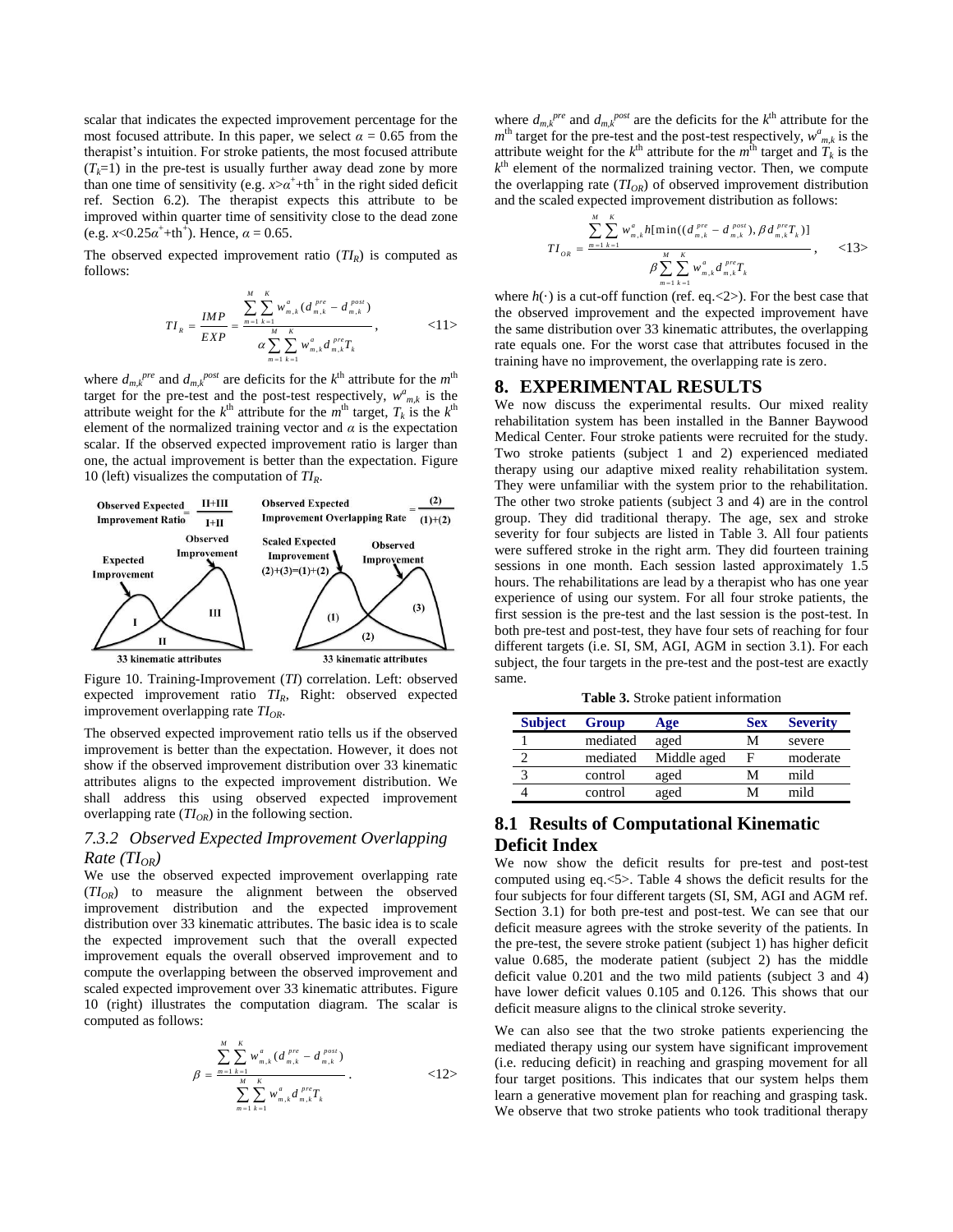scalar that indicates the expected improvement percentage for the most focused attribute. In this paper, we select $\alpha = 0.65$ from the therapist's intuition. For stroke patients, the most focused attribute ($T_k$=1) in the pre-test is usually further away dead zone by more than one time of sensitivity (e.g. $x>\alpha^{+}$+th$^{+}$ in the right sided deficit ref. Section 6.2). The therapist expects this attribute to be improved within quarter time of sensitivity close to the dead zone (e.g. $x<0.25\alpha^{+}$+th$^{+}$). Hence, $\alpha = 0.65$.

The observed expected improvement ratio ($TI_R$) is computed as follows:

$$TI_R = \frac{IMP}{EXP} = \frac{\sum_{m=1}^{M}\sum_{k=1}^{K} w^{a}_{m,k}(d^{pre}_{m,k} - d^{post}_{m,k})}{\alpha \sum_{m=1}^{M}\sum_{k=1}^{K} w^{a}_{m,k} d^{pre}_{m,k} T_k}, \quad <11>$$

where $d_{m,k}^{pre}$ and $d_{m,k}^{post}$ are deficits for the $k^{th}$ attribute for the $m^{th}$ target for the pre-test and the post-test respectively, $w^{a}_{m,k}$ is the attribute weight for the $k^{th}$ attribute for the $m^{th}$ target, $T_k$ is the $k^{th}$ element of the normalized training vector and $\alpha$ is the expectation scalar. If the observed expected improvement ratio is larger than one, the actual improvement is better than the expectation. Figure 10 (left) visualizes the computation of $TI_R$.

Figure 10. Training-Improvement ($TI$) correlation. Left: observed expected improvement ratio $TI_R$, Right: observed expected improvement overlapping rate $TI_{OR}$.

The observed expected improvement ratio tells us if the observed improvement is better than the expectation. However, it does not show if the observed improvement distribution over 33 kinematic attributes aligns to the expected improvement distribution. We shall address this using observed expected improvement overlapping rate ($TI_{OR}$) in the following section.

### 7.3.2 Observed Expected Improvement Overlapping Rate ($TI_{OR}$)

We use the observed expected improvement overlapping rate ($TI_{OR}$) to measure the alignment between the observed improvement distribution and the expected improvement distribution over 33 kinematic attributes. The basic idea is to scale the expected improvement such that the overall expected improvement equals the overall observed improvement and to compute the overlapping between the observed improvement and scaled expected improvement over 33 kinematic attributes. Figure 10 (right) illustrates the computation diagram. The scalar is computed as follows:

$$\beta = \frac{\sum_{m=1}^{M}\sum_{k=1}^{K} w^{a}_{m,k}(d^{pre}_{m,k} - d^{post}_{m,k})}{\sum_{m=1}^{M}\sum_{k=1}^{K} w^{a}_{m,k} d^{pre}_{m,k} T_k}. \quad <12>$$

where $d_{m,k}^{pre}$ and $d_{m,k}^{post}$ are the deficits for the $k^{th}$ attribute for the $m^{th}$ target for the pre-test and the post-test respectively, $w^{a}_{m,k}$ is the attribute weight for the $k^{th}$ attribute for the $m^{th}$ target and $T_k$ is the $k^{th}$ element of the normalized training vector. Then, we compute the overlapping rate ($TI_{OR}$) of observed improvement distribution and the scaled expected improvement distribution as follows:

$$TI_{OR} = \frac{\sum_{m=1}^{M}\sum_{k=1}^{K} w^{a}_{m,k} h[\min((d^{pre}_{m,k} - d^{post}_{m,k}), \beta d^{pre}_{m,k} T_k)]}{\beta \sum_{m=1}^{M}\sum_{k=1}^{K} w^{a}_{m,k} d^{pre}_{m,k} T_k}, \quad <13>$$

where $h(\cdot)$ is a cut-off function (ref. eq.<2>). For the best case that the observed improvement and the expected improvement have the same distribution over 33 kinematic attributes, the overlapping rate equals one. For the worst case that attributes focused in the training have no improvement, the overlapping rate is zero.

## 8. EXPERIMENTAL RESULTS

We now discuss the experimental results. Our mixed reality rehabilitation system has been installed in the Banner Baywood Medical Center. Four stroke patients were recruited for the study. Two stroke patients (subject 1 and 2) experienced mediated therapy using our adaptive mixed reality rehabilitation system. They were unfamiliar with the system prior to the rehabilitation. The other two stroke patients (subject 3 and 4) are in the control group. They did traditional therapy. The age, sex and stroke severity for four subjects are listed in Table 3. All four patients were suffered stroke in the right arm. They did fourteen training sessions in one month. Each session lasted approximately 1.5 hours. The rehabilitations are lead by a therapist who has one year experience of using our system. For all four stroke patients, the first session is the pre-test and the last session is the post-test. In both pre-test and post-test, they have four sets of reaching for four different targets (i.e. SI, SM, AGI, AGM in section 3.1). For each subject, the four targets in the pre-test and the post-test are exactly same.

**Table 3.** Stroke patient information

| Subject | Group | Age | Sex | Severity |
|---|---|---|---|---|
| 1 | mediated | aged | M | severe |
| 2 | mediated | Middle aged | F | moderate |
| 3 | control | aged | M | mild |
| 4 | control | aged | M | mild |

## 8.1 Results of Computational Kinematic Deficit Index

We now show the deficit results for pre-test and post-test computed using eq.<5>. Table 4 shows the deficit results for the four subjects for four different targets (SI, SM, AGI and AGM ref. Section 3.1) for both pre-test and post-test. We can see that our deficit measure agrees with the stroke severity of the patients. In the pre-test, the severe stroke patient (subject 1) has higher deficit value 0.685, the moderate patient (subject 2) has the middle deficit value 0.201 and the two mild patients (subject 3 and 4) have lower deficit values 0.105 and 0.126. This shows that our deficit measure aligns to the clinical stroke severity.

We can also see that the two stroke patients experiencing the mediated therapy using our system have significant improvement (i.e. reducing deficit) in reaching and grasping movement for all four target positions. This indicates that our system helps them learn a generative movement plan for reaching and grasping task. We observe that two stroke patients who took traditional therapy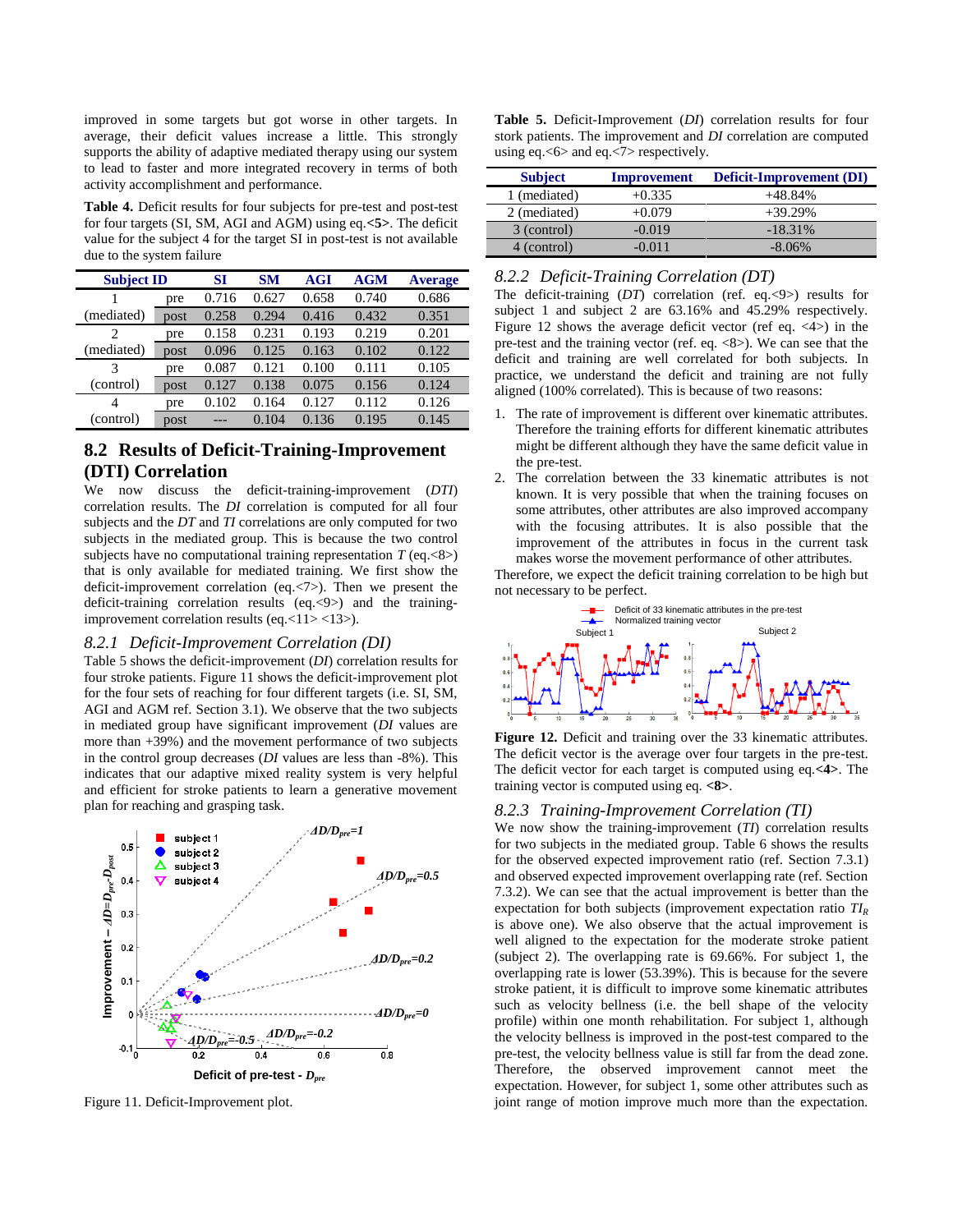improved in some targets but got worse in other targets. In average, their deficit values increase a little. This strongly supports the ability of adaptive mediated therapy using our system to lead to faster and more integrated recovery in terms of both activity accomplishment and performance.

**Table 4.** Deficit results for four subjects for pre-test and post-test for four targets (SI, SM, AGI and AGM) using eq.**<5>**. The deficit value for the subject 4 for the target SI in post-test is not available due to the system failure

| Subject ID | | SI | SM | AGI | AGM | Average |
|---|---|---|---|---|---|---|
| 1 | pre | 0.716 | 0.627 | 0.658 | 0.740 | 0.686 |
| (mediated) | post | 0.258 | 0.294 | 0.416 | 0.432 | 0.351 |
| 2 | pre | 0.158 | 0.231 | 0.193 | 0.219 | 0.201 |
| (mediated) | post | 0.096 | 0.125 | 0.163 | 0.102 | 0.122 |
| 3 | pre | 0.087 | 0.121 | 0.100 | 0.111 | 0.105 |
| (control) | post | 0.127 | 0.138 | 0.075 | 0.156 | 0.124 |
| 4 | pre | 0.102 | 0.164 | 0.127 | 0.112 | 0.126 |
| (control) | post | --- | 0.104 | 0.136 | 0.195 | 0.145 |

## 8.2 Results of Deficit-Training-Improvement (DTI) Correlation

We now discuss the deficit-training-improvement (*DTI*) correlation results. The *DI* correlation is computed for all four subjects and the *DT* and *TI* correlations are only computed for two subjects in the mediated group. This is because the two control subjects have no computational training representation $T$ (eq.<8>) that is only available for mediated training. We first show the deficit-improvement correlation (eq.<7>). Then we present the deficit-training correlation results (eq.<9>) and the training-improvement correlation results (eq.<11> <13>).

### *8.2.1 Deficit-Improvement Correlation (DI)*

Table 5 shows the deficit-improvement (*DI*) correlation results for four stroke patients. Figure 11 shows the deficit-improvement plot for the four sets of reaching for four different targets (i.e. SI, SM, AGI and AGM ref. Section 3.1). We observe that the two subjects in mediated group have significant improvement (*DI* values are more than +39%) and the movement performance of two subjects in the control group decreases (*DI* values are less than -8%). This indicates that our adaptive mixed reality system is very helpful and efficient for stroke patients to learn a generative movement plan for reaching and grasping task.

Figure 11. Deficit-Improvement plot.

**Table 5.** Deficit-Improvement (*DI*) correlation results for four stork patients. The improvement and *DI* correlation are computed using eq.<6> and eq.<7> respectively.

| Subject | Improvement | Deficit-Improvement (DI) |
|---|---|---|
| 1 (mediated) | +0.335 | +48.84% |
| 2 (mediated) | +0.079 | +39.29% |
| 3 (control) | -0.019 | -18.31% |
| 4 (control) | -0.011 | -8.06% |

### *8.2.2 Deficit-Training Correlation (DT)*

The deficit-training (*DT*) correlation (ref. eq.<9>) results for subject 1 and subject 2 are 63.16% and 45.29% respectively. Figure 12 shows the average deficit vector (ref eq. <4>) in the pre-test and the training vector (ref. eq. <8>). We can see that the deficit and training are well correlated for both subjects. In practice, we understand the deficit and training are not fully aligned (100% correlated). This is because of two reasons:

1. The rate of improvement is different over kinematic attributes. Therefore the training efforts for different kinematic attributes might be different although they have the same deficit value in the pre-test.
2. The correlation between the 33 kinematic attributes is not known. It is very possible that when the training focuses on some attributes, other attributes are also improved accompany with the focusing attributes. It is also possible that the improvement of the attributes in focus in the current task makes worse the movement performance of other attributes.

Therefore, we expect the deficit training correlation to be high but not necessary to be perfect.

**Figure 12.** Deficit and training over the 33 kinematic attributes. The deficit vector is the average over four targets in the pre-test. The deficit vector for each target is computed using eq.**<4>**. The training vector is computed using eq. **<8>**.

### *8.2.3 Training-Improvement Correlation (TI)*

We now show the training-improvement (*TI*) correlation results for two subjects in the mediated group. Table 6 shows the results for the observed expected improvement ratio (ref. Section 7.3.1) and observed expected improvement overlapping rate (ref. Section 7.3.2). We can see that the actual improvement is better than the expectation for both subjects (improvement expectation ratio $TI_R$ is above one). We also observe that the actual improvement is well aligned to the expectation for the moderate stroke patient (subject 2). The overlapping rate is 69.66%. For subject 1, the overlapping rate is lower (53.39%). This is because for the severe stroke patient, it is difficult to improve some kinematic attributes such as velocity bellness (i.e. the bell shape of the velocity profile) within one month rehabilitation. For subject 1, although the velocity bellness is improved in the post-test compared to the pre-test, the velocity bellness value is still far from the dead zone. Therefore, the observed improvement cannot meet the expectation. However, for subject 1, some other attributes such as joint range of motion improve much more than the expectation.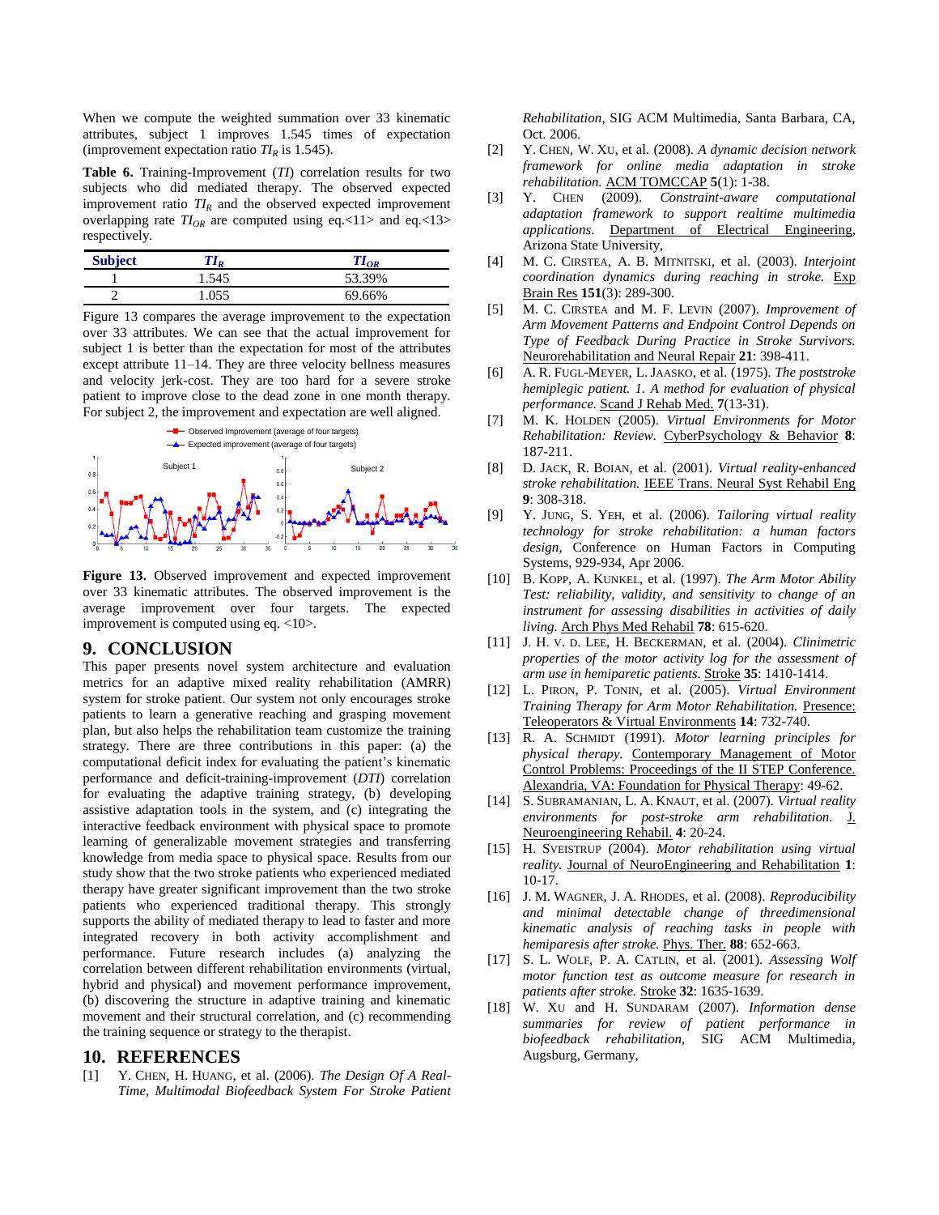When we compute the weighted summation over 33 kinematic attributes, subject 1 improves 1.545 times of expectation (improvement expectation ratio $TI_R$ is 1.545).

**Table 6.** Training-Improvement (*TI*) correlation results for two subjects who did mediated therapy. The observed expected improvement ratio $TI_R$ and the observed expected improvement overlapping rate $TI_{OR}$ are computed using eq.<11> and eq.<13> respectively.

| Subject | $TI_R$ | $TI_{OR}$ |
|---|---|---|
| 1 | 1.545 | 53.39% |
| 2 | 1.055 | 69.66% |

Figure 13 compares the average improvement to the expectation over 33 attributes. We can see that the actual improvement for subject 1 is better than the expectation for most of the attributes except attribute 11–14. They are three velocity bellness measures and velocity jerk-cost. They are too hard for a severe stroke patient to improve close to the dead zone in one month therapy. For subject 2, the improvement and expectation are well aligned.

Observed Improvement (average of four targets)
Expected improvement (average of four targets)
Subject 1
Subject 2

**Figure 13.** Observed improvement and expected improvement over 33 kinematic attributes. The observed improvement is the average improvement over four targets. The expected improvement is computed using eq. <10>.

## 9. CONCLUSION

This paper presents novel system architecture and evaluation metrics for an adaptive mixed reality rehabilitation (AMRR) system for stroke patient. Our system not only encourages stroke patients to learn a generative reaching and grasping movement plan, but also helps the rehabilitation team customize the training strategy. There are three contributions in this paper: (a) the computational deficit index for evaluating the patient's kinematic performance and deficit-training-improvement (*DTI*) correlation for evaluating the adaptive training strategy, (b) developing assistive adaptation tools in the system, and (c) integrating the interactive feedback environment with physical space to promote learning of generalizable movement strategies and transferring knowledge from media space to physical space. Results from our study show that the two stroke patients who experienced mediated therapy have greater significant improvement than the two stroke patients who experienced traditional therapy. This strongly supports the ability of mediated therapy to lead to faster and more integrated recovery in both activity accomplishment and performance. Future research includes (a) analyzing the correlation between different rehabilitation environments (virtual, hybrid and physical) and movement performance improvement, (b) discovering the structure in adaptive training and kinematic movement and their structural correlation, and (c) recommending the training sequence or strategy to the therapist.

## 10. REFERENCES

[1] Y. CHEN, H. HUANG, et al. (2006). *The Design Of A Real-Time, Multimodal Biofeedback System For Stroke Patient Rehabilitation*, SIG ACM Multimedia, Santa Barbara, CA, Oct. 2006.

[2] Y. CHEN, W. XU, et al. (2008). *A dynamic decision network framework for online media adaptation in stroke rehabilitation.* ACM TOMCCAP **5**(1): 1-38.

[3] Y. CHEN (2009). *Constraint-aware computational adaptation framework to support realtime multimedia applications*. Department of Electrical Engineering, Arizona State University,

[4] M. C. CIRSTEA, A. B. MITNITSKI, et al. (2003). *Interjoint coordination dynamics during reaching in stroke.* Exp Brain Res **151**(3): 289-300.

[5] M. C. CIRSTEA and M. F. LEVIN (2007). *Improvement of Arm Movement Patterns and Endpoint Control Depends on Type of Feedback During Practice in Stroke Survivors.* Neurorehabilitation and Neural Repair **21**: 398-411.

[6] A. R. FUGL-MEYER, L. JAASKO, et al. (1975). *The poststroke hemiplegic patient. 1. A method for evaluation of physical performance.* Scand J Rehab Med. **7**(13-31).

[7] M. K. HOLDEN (2005). *Virtual Environments for Motor Rehabilitation: Review.* CyberPsychology & Behavior **8**: 187-211.

[8] D. JACK, R. BOIAN, et al. (2001). *Virtual reality-enhanced stroke rehabilitation.* IEEE Trans. Neural Syst Rehabil Eng **9**: 308-318.

[9] Y. JUNG, S. YEH, et al. (2006). *Tailoring virtual reality technology for stroke rehabilitation: a human factors design*, Conference on Human Factors in Computing Systems, 929-934, Apr 2006.

[10] B. KOPP, A. KUNKEL, et al. (1997). *The Arm Motor Ability Test: reliability, validity, and sensitivity to change of an instrument for assessing disabilities in activities of daily living.* Arch Phys Med Rehabil **78**: 615-620.

[11] J. H. V. D. LEE, H. BECKERMAN, et al. (2004). *Clinimetric properties of the motor activity log for the assessment of arm use in hemiparetic patients.* Stroke **35**: 1410-1414.

[12] L. PIRON, P. TONIN, et al. (2005). *Virtual Environment Training Therapy for Arm Motor Rehabilitation.* Presence: Teleoperators & Virtual Environments **14**: 732-740.

[13] R. A. SCHMIDT (1991). *Motor learning principles for physical therapy.* Contemporary Management of Motor Control Problems: Proceedings of the II STEP Conference. Alexandria, VA: Foundation for Physical Therapy: 49-62.

[14] S. SUBRAMANIAN, L. A. KNAUT, et al. (2007). *Virtual reality environments for post-stroke arm rehabilitation.* J. Neuroengineering Rehabil. **4**: 20-24.

[15] H. SVEISTRUP (2004). *Motor rehabilitation using virtual reality.* Journal of NeuroEngineering and Rehabilitation **1**: 10-17.

[16] J. M. WAGNER, J. A. RHODES, et al. (2008). *Reproducibility and minimal detectable change of threedimensional kinematic analysis of reaching tasks in people with hemiparesis after stroke.* Phys. Ther. **88**: 652-663.

[17] S. L. WOLF, P. A. CATLIN, et al. (2001). *Assessing Wolf motor function test as outcome measure for research in patients after stroke.* Stroke **32**: 1635-1639.

[18] W. XU and H. SUNDARAM (2007). *Information dense summaries for review of patient performance in biofeedback rehabilitation*, SIG ACM Multimedia, Augsburg, Germany,